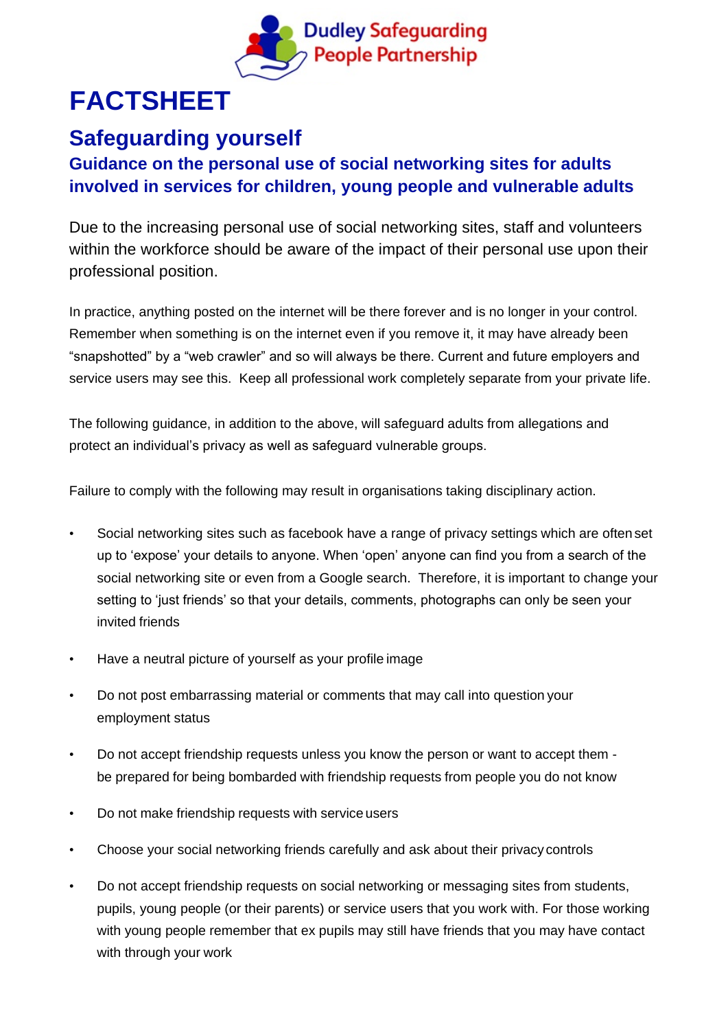Dudley Safeguarding People Partnership

# FACTSHEET

## Safeguarding yourself

### Guidance on the personal use of social networking sites for adults involved in services for children, young people and vulnerable adults

Due to the increasing personal use of social networking sites, staff and volunteers within the workforce should be aware of the impact of their personal use upon their professional position.

In practice, anything posted on the internet will be there forever and is no longer in your control. Remember when something is on the internet even if you remove it, it may have already been "snapshotted" by a "web crawler" and so will always be there. Current and future employers and service users may see this. Keep all professional work completely separate from your private life.

The following guidance, in addition to the above, will safeguard adults from allegations and protect an individual's privacy as well as safeguard vulnerable groups.

Failure to comply with the following may result in organisations taking disciplinary action.

- Social networking sites such as facebook have a range of privacy settings which are often set up to 'expose' your details to anyone. When 'open' anyone can find you from a search of the social networking site or even from a Google search. Therefore, it is important to change your setting to 'just friends' so that your details, comments, photographs can only be seen your invited friends
- Have a neutral picture of yourself as your profile image
- Do not post embarrassing material or comments that may call into question your employment status
- Do not accept friendship requests unless you know the person or want to accept them - be prepared for being bombarded with friendship requests from people you do not know
- Do not make friendship requests with service users
- Choose your social networking friends carefully and ask about their privacy controls
- Do not accept friendship requests on social networking or messaging sites from students, pupils, young people (or their parents) or service users that you work with. For those working with young people remember that ex pupils may still have friends that you may have contact with through your work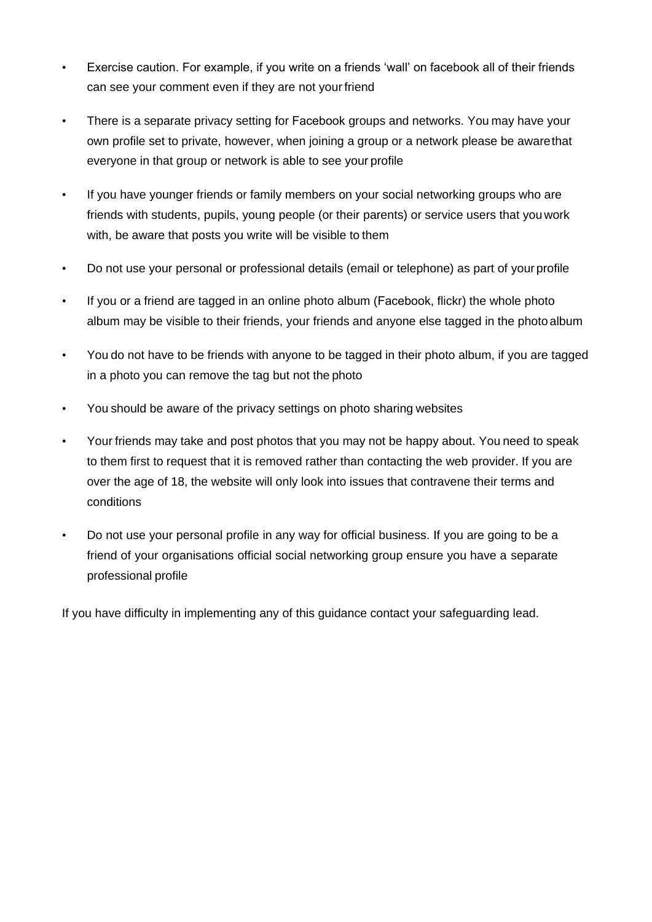- Exercise caution. For example, if you write on a friends 'wall' on facebook all of their friends can see your comment even if they are not your friend
- There is a separate privacy setting for Facebook groups and networks. You may have your own profile set to private, however, when joining a group or a network please be aware that everyone in that group or network is able to see your profile
- If you have younger friends or family members on your social networking groups who are friends with students, pupils, young people (or their parents) or service users that you work with, be aware that posts you write will be visible to them
- Do not use your personal or professional details (email or telephone) as part of your profile
- If you or a friend are tagged in an online photo album (Facebook, flickr) the whole photo album may be visible to their friends, your friends and anyone else tagged in the photo album
- You do not have to be friends with anyone to be tagged in their photo album, if you are tagged in a photo you can remove the tag but not the photo
- You should be aware of the privacy settings on photo sharing websites
- Your friends may take and post photos that you may not be happy about. You need to speak to them first to request that it is removed rather than contacting the web provider. If you are over the age of 18, the website will only look into issues that contravene their terms and conditions
- Do not use your personal profile in any way for official business. If you are going to be a friend of your organisations official social networking group ensure you have a separate professional profile

If you have difficulty in implementing any of this guidance contact your safeguarding lead.